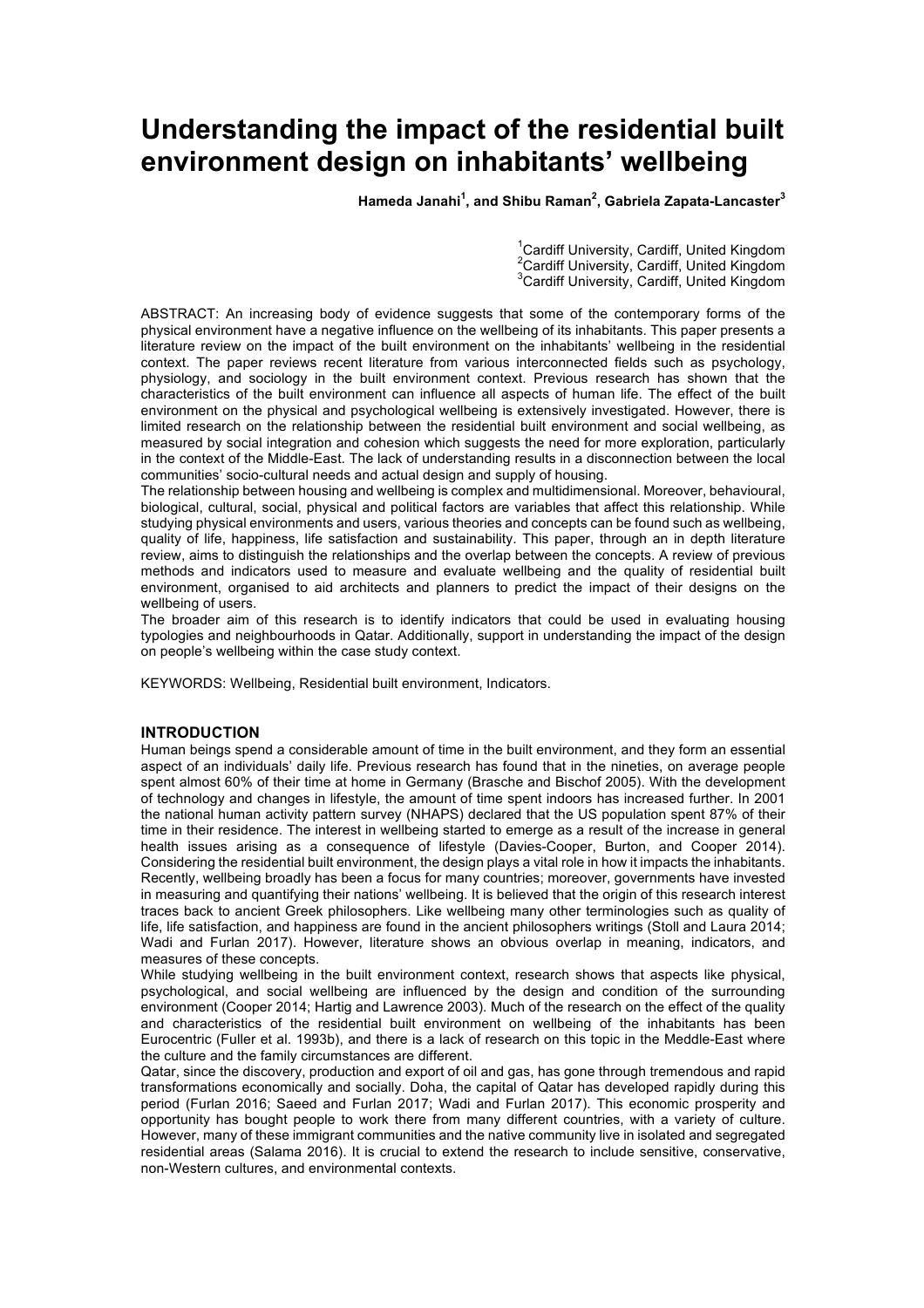# Understanding the impact of the residential built environment design on inhabitants' wellbeing

**Hameda Janahi[1], and Shibu Raman[2], Gabriela Zapata-Lancaster[3]**

[1]Cardiff University, Cardiff, United Kingdom
[2]Cardiff University, Cardiff, United Kingdom
[3]Cardiff University, Cardiff, United Kingdom

ABSTRACT: An increasing body of evidence suggests that some of the contemporary forms of the physical environment have a negative influence on the wellbeing of its inhabitants. This paper presents a literature review on the impact of the built environment on the inhabitants' wellbeing in the residential context. The paper reviews recent literature from various interconnected fields such as psychology, physiology, and sociology in the built environment context. Previous research has shown that the characteristics of the built environment can influence all aspects of human life. The effect of the built environment on the physical and psychological wellbeing is extensively investigated. However, there is limited research on the relationship between the residential built environment and social wellbeing, as measured by social integration and cohesion which suggests the need for more exploration, particularly in the context of the Middle-East. The lack of understanding results in a disconnection between the local communities' socio-cultural needs and actual design and supply of housing.

The relationship between housing and wellbeing is complex and multidimensional. Moreover, behavioural, biological, cultural, social, physical and political factors are variables that affect this relationship. While studying physical environments and users, various theories and concepts can be found such as wellbeing, quality of life, happiness, life satisfaction and sustainability. This paper, through an in depth literature review, aims to distinguish the relationships and the overlap between the concepts. A review of previous methods and indicators used to measure and evaluate wellbeing and the quality of residential built environment, organised to aid architects and planners to predict the impact of their designs on the wellbeing of users.

The broader aim of this research is to identify indicators that could be used in evaluating housing typologies and neighbourhoods in Qatar. Additionally, support in understanding the impact of the design on people's wellbeing within the case study context.

KEYWORDS: Wellbeing, Residential built environment, Indicators.

## INTRODUCTION

Human beings spend a considerable amount of time in the built environment, and they form an essential aspect of an individuals' daily life. Previous research has found that in the nineties, on average people spent almost 60% of their time at home in Germany (Brasche and Bischof 2005). With the development of technology and changes in lifestyle, the amount of time spent indoors has increased further. In 2001 the national human activity pattern survey (NHAPS) declared that the US population spent 87% of their time in their residence. The interest in wellbeing started to emerge as a result of the increase in general health issues arising as a consequence of lifestyle (Davies-Cooper, Burton, and Cooper 2014). Considering the residential built environment, the design plays a vital role in how it impacts the inhabitants. Recently, wellbeing broadly has been a focus for many countries; moreover, governments have invested in measuring and quantifying their nations' wellbeing. It is believed that the origin of this research interest traces back to ancient Greek philosophers. Like wellbeing many other terminologies such as quality of life, life satisfaction, and happiness are found in the ancient philosophers writings (Stoll and Laura 2014; Wadi and Furlan 2017). However, literature shows an obvious overlap in meaning, indicators, and measures of these concepts.

While studying wellbeing in the built environment context, research shows that aspects like physical, psychological, and social wellbeing are influenced by the design and condition of the surrounding environment (Cooper 2014; Hartig and Lawrence 2003). Much of the research on the effect of the quality and characteristics of the residential built environment on wellbeing of the inhabitants has been Eurocentric (Fuller et al. 1993b), and there is a lack of research on this topic in the Meddle-East where the culture and the family circumstances are different.

Qatar, since the discovery, production and export of oil and gas, has gone through tremendous and rapid transformations economically and socially. Doha, the capital of Qatar has developed rapidly during this period (Furlan 2016; Saeed and Furlan 2017; Wadi and Furlan 2017). This economic prosperity and opportunity has bought people to work there from many different countries, with a variety of culture. However, many of these immigrant communities and the native community live in isolated and segregated residential areas (Salama 2016). It is crucial to extend the research to include sensitive, conservative, non-Western cultures, and environmental contexts.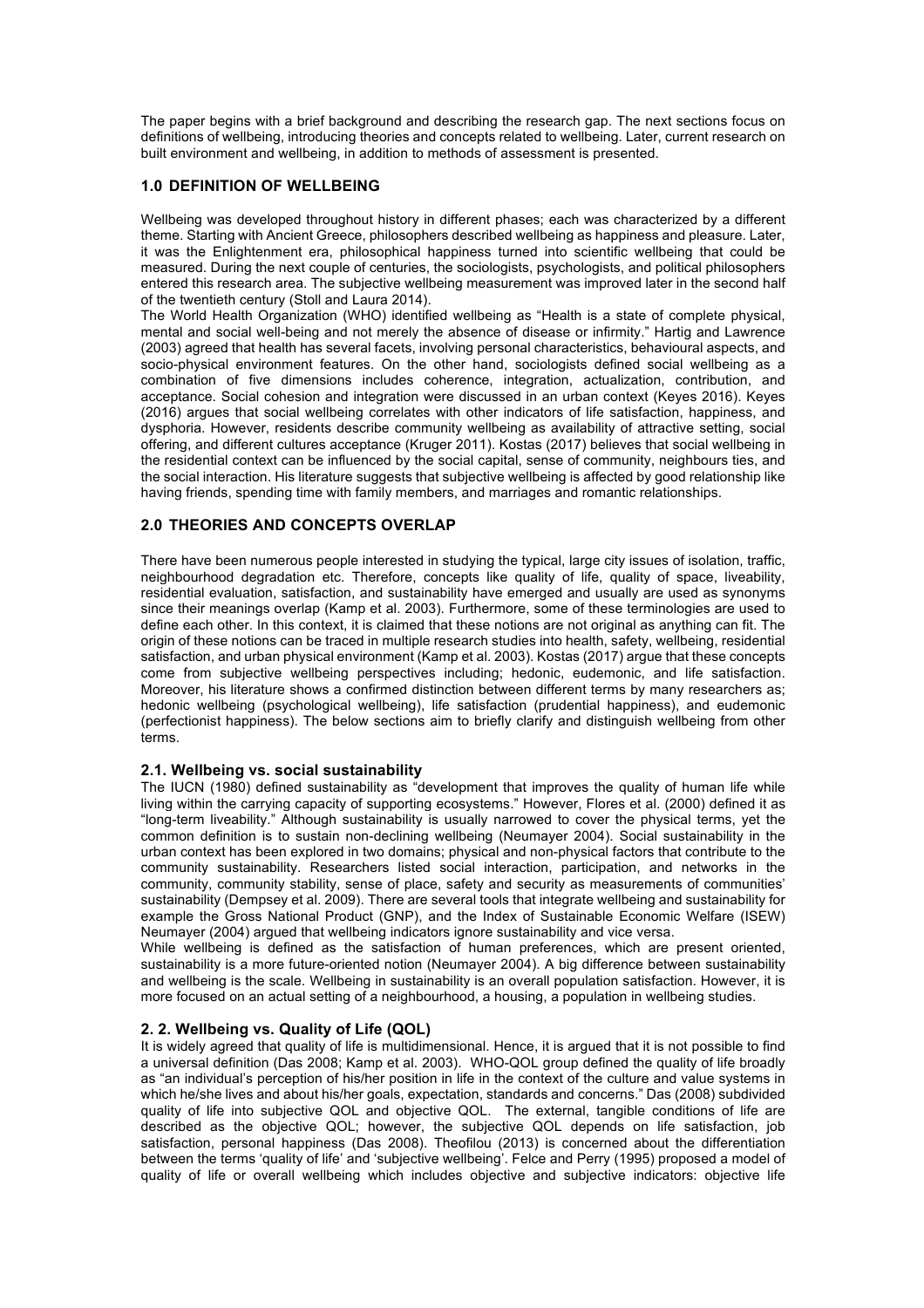The paper begins with a brief background and describing the research gap. The next sections focus on definitions of wellbeing, introducing theories and concepts related to wellbeing. Later, current research on built environment and wellbeing, in addition to methods of assessment is presented.

## 1.0 DEFINITION OF WELLBEING

Wellbeing was developed throughout history in different phases; each was characterized by a different theme. Starting with Ancient Greece, philosophers described wellbeing as happiness and pleasure. Later, it was the Enlightenment era, philosophical happiness turned into scientific wellbeing that could be measured. During the next couple of centuries, the sociologists, psychologists, and political philosophers entered this research area. The subjective wellbeing measurement was improved later in the second half of the twentieth century (Stoll and Laura 2014).

The World Health Organization (WHO) identified wellbeing as "Health is a state of complete physical, mental and social well-being and not merely the absence of disease or infirmity." Hartig and Lawrence (2003) agreed that health has several facets, involving personal characteristics, behavioural aspects, and socio-physical environment features. On the other hand, sociologists defined social wellbeing as a combination of five dimensions includes coherence, integration, actualization, contribution, and acceptance. Social cohesion and integration were discussed in an urban context (Keyes 2016). Keyes (2016) argues that social wellbeing correlates with other indicators of life satisfaction, happiness, and dysphoria. However, residents describe community wellbeing as availability of attractive setting, social offering, and different cultures acceptance (Kruger 2011). Kostas (2017) believes that social wellbeing in the residential context can be influenced by the social capital, sense of community, neighbours ties, and the social interaction. His literature suggests that subjective wellbeing is affected by good relationship like having friends, spending time with family members, and marriages and romantic relationships.

## 2.0 THEORIES AND CONCEPTS OVERLAP

There have been numerous people interested in studying the typical, large city issues of isolation, traffic, neighbourhood degradation etc. Therefore, concepts like quality of life, quality of space, liveability, residential evaluation, satisfaction, and sustainability have emerged and usually are used as synonyms since their meanings overlap (Kamp et al. 2003). Furthermore, some of these terminologies are used to define each other. In this context, it is claimed that these notions are not original as anything can fit. The origin of these notions can be traced in multiple research studies into health, safety, wellbeing, residential satisfaction, and urban physical environment (Kamp et al. 2003). Kostas (2017) argue that these concepts come from subjective wellbeing perspectives including; hedonic, eudemonic, and life satisfaction. Moreover, his literature shows a confirmed distinction between different terms by many researchers as; hedonic wellbeing (psychological wellbeing), life satisfaction (prudential happiness), and eudemonic (perfectionist happiness). The below sections aim to briefly clarify and distinguish wellbeing from other terms.

### 2.1. Wellbeing vs. social sustainability

The IUCN (1980) defined sustainability as "development that improves the quality of human life while living within the carrying capacity of supporting ecosystems." However, Flores et al. (2000) defined it as "long-term liveability." Although sustainability is usually narrowed to cover the physical terms, yet the common definition is to sustain non-declining wellbeing (Neumayer 2004). Social sustainability in the urban context has been explored in two domains; physical and non-physical factors that contribute to the community sustainability. Researchers listed social interaction, participation, and networks in the community, community stability, sense of place, safety and security as measurements of communities' sustainability (Dempsey et al. 2009). There are several tools that integrate wellbeing and sustainability for example the Gross National Product (GNP), and the Index of Sustainable Economic Welfare (ISEW) Neumayer (2004) argued that wellbeing indicators ignore sustainability and vice versa.

While wellbeing is defined as the satisfaction of human preferences, which are present oriented, sustainability is a more future-oriented notion (Neumayer 2004). A big difference between sustainability and wellbeing is the scale. Wellbeing in sustainability is an overall population satisfaction. However, it is more focused on an actual setting of a neighbourhood, a housing, a population in wellbeing studies.

### 2. 2. Wellbeing vs. Quality of Life (QOL)

It is widely agreed that quality of life is multidimensional. Hence, it is argued that it is not possible to find a universal definition (Das 2008; Kamp et al. 2003). WHO-QOL group defined the quality of life broadly as "an individual's perception of his/her position in life in the context of the culture and value systems in which he/she lives and about his/her goals, expectation, standards and concerns." Das (2008) subdivided quality of life into subjective QOL and objective QOL. The external, tangible conditions of life are described as the objective QOL; however, the subjective QOL depends on life satisfaction, job satisfaction, personal happiness (Das 2008). Theofilou (2013) is concerned about the differentiation between the terms 'quality of life' and 'subjective wellbeing'. Felce and Perry (1995) proposed a model of quality of life or overall wellbeing which includes objective and subjective indicators: objective life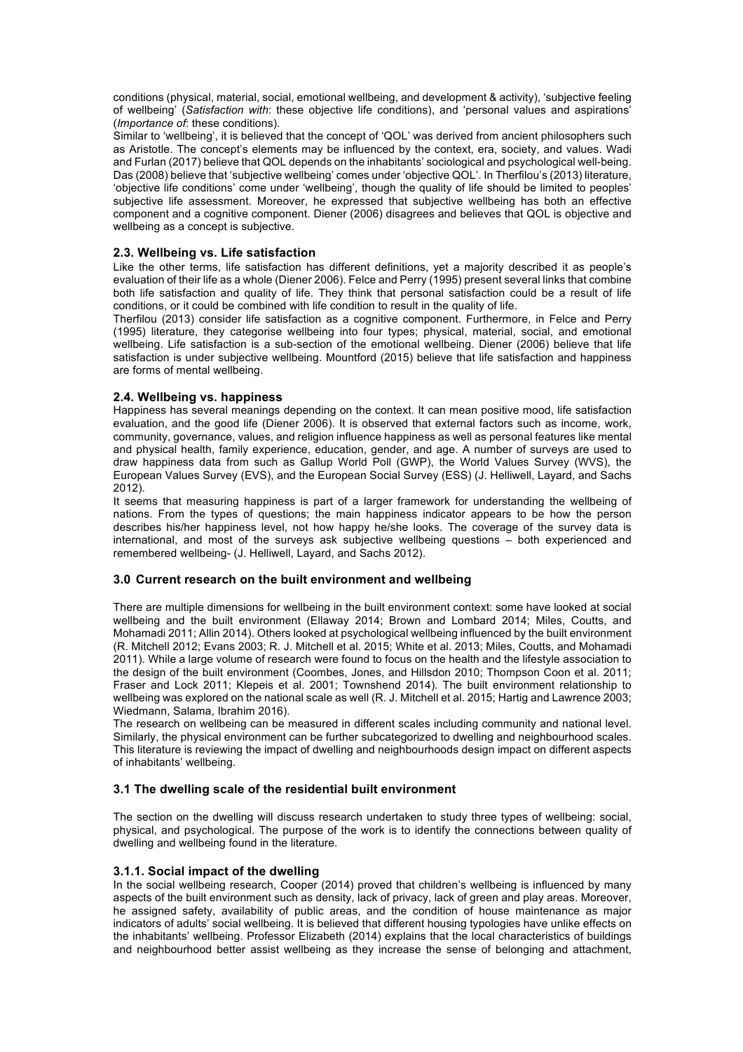conditions (physical, material, social, emotional wellbeing, and development & activity), 'subjective feeling of wellbeing' (*Satisfaction with*: these objective life conditions), and 'personal values and aspirations' (*Importance of*: these conditions).

Similar to 'wellbeing', it is believed that the concept of 'QOL' was derived from ancient philosophers such as Aristotle. The concept's elements may be influenced by the context, era, society, and values. Wadi and Furlan (2017) believe that QOL depends on the inhabitants' sociological and psychological well-being. Das (2008) believe that 'subjective wellbeing' comes under 'objective QOL'. In Therfilou's (2013) literature, 'objective life conditions' come under 'wellbeing', though the quality of life should be limited to peoples' subjective life assessment. Moreover, he expressed that subjective wellbeing has both an effective component and a cognitive component. Diener (2006) disagrees and believes that QOL is objective and wellbeing as a concept is subjective.

### 2.3. Wellbeing vs. Life satisfaction

Like the other terms, life satisfaction has different definitions, yet a majority described it as people's evaluation of their life as a whole (Diener 2006). Felce and Perry (1995) present several links that combine both life satisfaction and quality of life. They think that personal satisfaction could be a result of life conditions, or it could be combined with life condition to result in the quality of life.

Therfilou (2013) consider life satisfaction as a cognitive component. Furthermore, in Felce and Perry (1995) literature, they categorise wellbeing into four types; physical, material, social, and emotional wellbeing. Life satisfaction is a sub-section of the emotional wellbeing. Diener (2006) believe that life satisfaction is under subjective wellbeing. Mountford (2015) believe that life satisfaction and happiness are forms of mental wellbeing.

### 2.4. Wellbeing vs. happiness

Happiness has several meanings depending on the context. It can mean positive mood, life satisfaction evaluation, and the good life (Diener 2006). It is observed that external factors such as income, work, community, governance, values, and religion influence happiness as well as personal features like mental and physical health, family experience, education, gender, and age. A number of surveys are used to draw happiness data from such as Gallup World Poll (GWP), the World Values Survey (WVS), the European Values Survey (EVS), and the European Social Survey (ESS) (J. Helliwell, Layard, and Sachs 2012).

It seems that measuring happiness is part of a larger framework for understanding the wellbeing of nations. From the types of questions; the main happiness indicator appears to be how the person describes his/her happiness level, not how happy he/she looks. The coverage of the survey data is international, and most of the surveys ask subjective wellbeing questions – both experienced and remembered wellbeing- (J. Helliwell, Layard, and Sachs 2012).

## 3.0 Current research on the built environment and wellbeing

There are multiple dimensions for wellbeing in the built environment context: some have looked at social wellbeing and the built environment (Ellaway 2014; Brown and Lombard 2014; Miles, Coutts, and Mohamadi 2011; Allin 2014). Others looked at psychological wellbeing influenced by the built environment (R. Mitchell 2012; Evans 2003; R. J. Mitchell et al. 2015; White et al. 2013; Miles, Coutts, and Mohamadi 2011). While a large volume of research were found to focus on the health and the lifestyle association to the design of the built environment (Coombes, Jones, and Hillsdon 2010; Thompson Coon et al. 2011; Fraser and Lock 2011; Klepeis et al. 2001; Townshend 2014). The built environment relationship to wellbeing was explored on the national scale as well (R. J. Mitchell et al. 2015; Hartig and Lawrence 2003; Wiedmann, Salama, Ibrahim 2016).

The research on wellbeing can be measured in different scales including community and national level. Similarly, the physical environment can be further subcategorized to dwelling and neighbourhood scales. This literature is reviewing the impact of dwelling and neighbourhoods design impact on different aspects of inhabitants' wellbeing.

### 3.1 The dwelling scale of the residential built environment

The section on the dwelling will discuss research undertaken to study three types of wellbeing: social, physical, and psychological. The purpose of the work is to identify the connections between quality of dwelling and wellbeing found in the literature.

#### 3.1.1. Social impact of the dwelling

In the social wellbeing research, Cooper (2014) proved that children's wellbeing is influenced by many aspects of the built environment such as density, lack of privacy, lack of green and play areas. Moreover, he assigned safety, availability of public areas, and the condition of house maintenance as major indicators of adults' social wellbeing. It is believed that different housing typologies have unlike effects on the inhabitants' wellbeing. Professor Elizabeth (2014) explains that the local characteristics of buildings and neighbourhood better assist wellbeing as they increase the sense of belonging and attachment,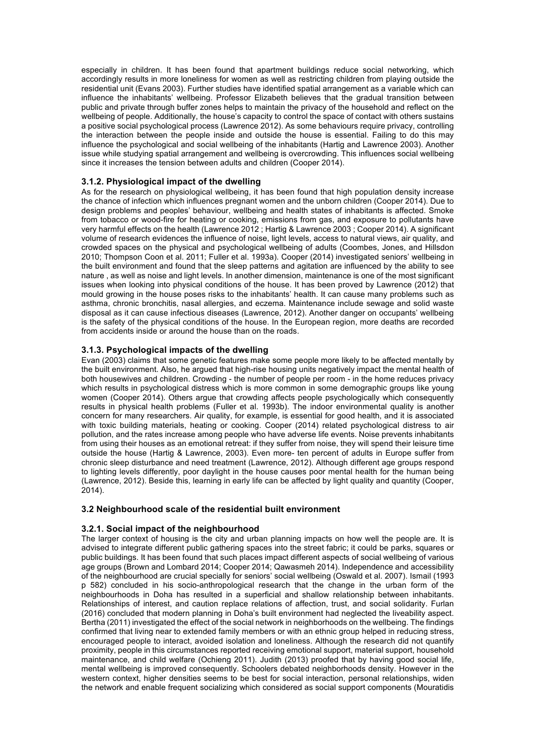especially in children. It has been found that apartment buildings reduce social networking, which accordingly results in more loneliness for women as well as restricting children from playing outside the residential unit (Evans 2003). Further studies have identified spatial arrangement as a variable which can influence the inhabitants' wellbeing. Professor Elizabeth believes that the gradual transition between public and private through buffer zones helps to maintain the privacy of the household and reflect on the wellbeing of people. Additionally, the house's capacity to control the space of contact with others sustains a positive social psychological process (Lawrence 2012). As some behaviours require privacy, controlling the interaction between the people inside and outside the house is essential. Failing to do this may influence the psychological and social wellbeing of the inhabitants (Hartig and Lawrence 2003). Another issue while studying spatial arrangement and wellbeing is overcrowding. This influences social wellbeing since it increases the tension between adults and children (Cooper 2014).

### 3.1.2. Physiological impact of the dwelling

As for the research on physiological wellbeing, it has been found that high population density increase the chance of infection which influences pregnant women and the unborn children (Cooper 2014). Due to design problems and peoples' behaviour, wellbeing and health states of inhabitants is affected. Smoke from tobacco or wood-fire for heating or cooking, emissions from gas, and exposure to pollutants have very harmful effects on the health (Lawrence 2012 ; Hartig & Lawrence 2003 ; Cooper 2014). A significant volume of research evidences the influence of noise, light levels, access to natural views, air quality, and crowded spaces on the physical and psychological wellbeing of adults (Coombes, Jones, and Hillsdon 2010; Thompson Coon et al. 2011; Fuller et al. 1993a). Cooper (2014) investigated seniors' wellbeing in the built environment and found that the sleep patterns and agitation are influenced by the ability to see nature , as well as noise and light levels. In another dimension, maintenance is one of the most significant issues when looking into physical conditions of the house. It has been proved by Lawrence (2012) that mould growing in the house poses risks to the inhabitants' health. It can cause many problems such as asthma, chronic bronchitis, nasal allergies, and eczema. Maintenance include sewage and solid waste disposal as it can cause infectious diseases (Lawrence, 2012). Another danger on occupants' wellbeing is the safety of the physical conditions of the house. In the European region, more deaths are recorded from accidents inside or around the house than on the roads.

### 3.1.3. Psychological impacts of the dwelling

Evan (2003) claims that some genetic features make some people more likely to be affected mentally by the built environment. Also, he argued that high-rise housing units negatively impact the mental health of both housewives and children. Crowding - the number of people per room - in the home reduces privacy which results in psychological distress which is more common in some demographic groups like young women (Cooper 2014). Others argue that crowding affects people psychologically which consequently results in physical health problems (Fuller et al. 1993b). The indoor environmental quality is another concern for many researchers. Air quality, for example, is essential for good health, and it is associated with toxic building materials, heating or cooking. Cooper (2014) related psychological distress to air pollution, and the rates increase among people who have adverse life events. Noise prevents inhabitants from using their houses as an emotional retreat: if they suffer from noise, they will spend their leisure time outside the house (Hartig & Lawrence, 2003). Even more- ten percent of adults in Europe suffer from chronic sleep disturbance and need treatment (Lawrence, 2012). Although different age groups respond to lighting levels differently, poor daylight in the house causes poor mental health for the human being (Lawrence, 2012). Beside this, learning in early life can be affected by light quality and quantity (Cooper, 2014).

## 3.2 Neighbourhood scale of the residential built environment

### 3.2.1. Social impact of the neighbourhood

The larger context of housing is the city and urban planning impacts on how well the people are. It is advised to integrate different public gathering spaces into the street fabric; it could be parks, squares or public buildings. It has been found that such places impact different aspects of social wellbeing of various age groups (Brown and Lombard 2014; Cooper 2014; Qawasmeh 2014). Independence and accessibility of the neighbourhood are crucial specially for seniors' social wellbeing (Oswald et al. 2007). Ismail (1993 p 582) concluded in his socio-anthropological research that the change in the urban form of the neighbourhoods in Doha has resulted in a superficial and shallow relationship between inhabitants. Relationships of interest, and caution replace relations of affection, trust, and social solidarity. Furlan (2016) concluded that modern planning in Doha's built environment had neglected the liveability aspect. Bertha (2011) investigated the effect of the social network in neighborhoods on the wellbeing. The findings confirmed that living near to extended family members or with an ethnic group helped in reducing stress, encouraged people to interact, avoided isolation and loneliness. Although the research did not quantify proximity, people in this circumstances reported receiving emotional support, material support, household maintenance, and child welfare (Ochieng 2011). Judith (2013) proofed that by having good social life, mental wellbeing is improved consequently. Schoolers debated neighborhoods density. However in the western context, higher densities seems to be best for social interaction, personal relationships, widen the network and enable frequent socializing which considered as social support components (Mouratidis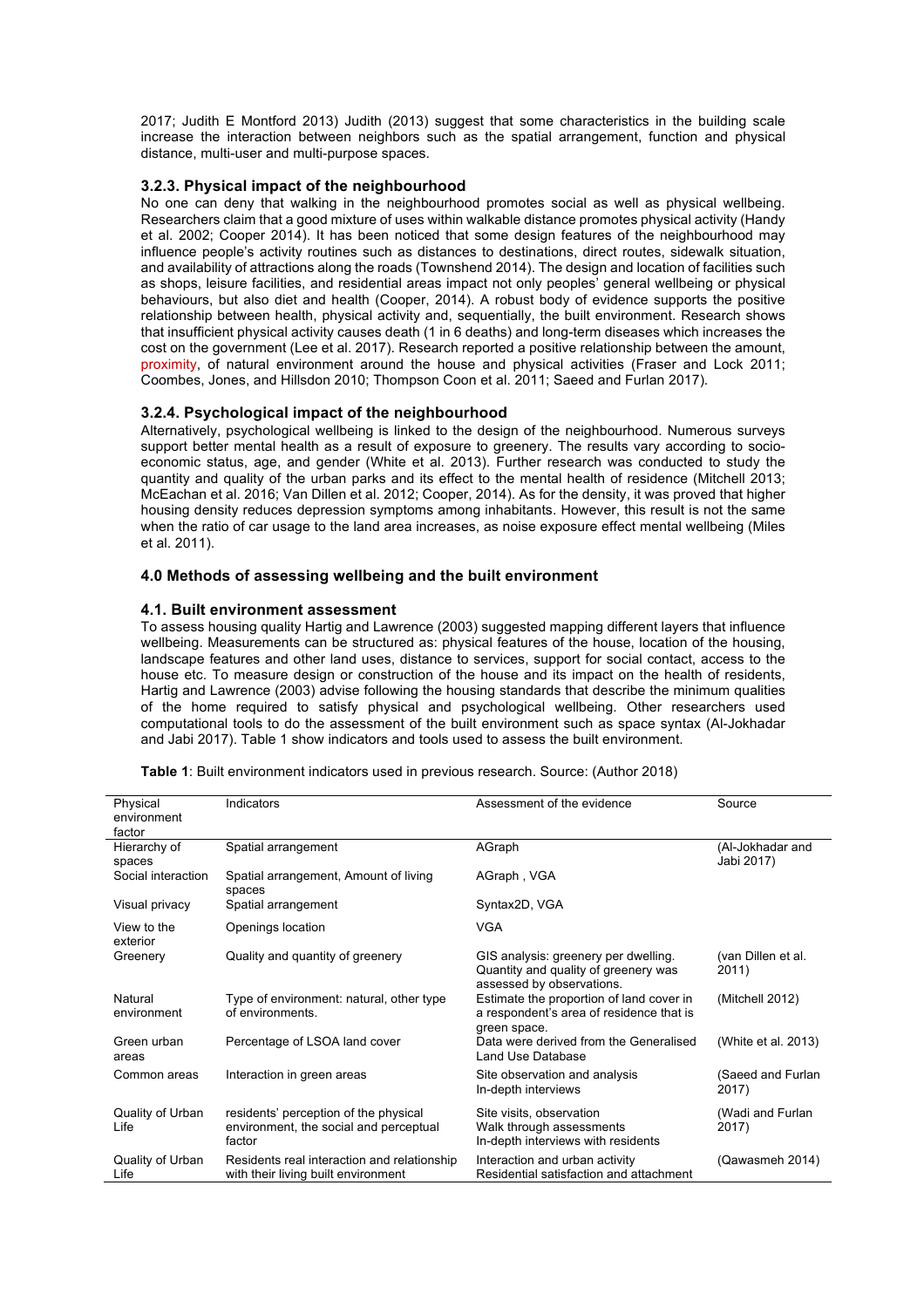2017; Judith E Montford 2013) Judith (2013) suggest that some characteristics in the building scale increase the interaction between neighbors such as the spatial arrangement, function and physical distance, multi-user and multi-purpose spaces.

### 3.2.3. Physical impact of the neighbourhood

No one can deny that walking in the neighbourhood promotes social as well as physical wellbeing. Researchers claim that a good mixture of uses within walkable distance promotes physical activity (Handy et al. 2002; Cooper 2014). It has been noticed that some design features of the neighbourhood may influence people's activity routines such as distances to destinations, direct routes, sidewalk situation, and availability of attractions along the roads (Townshend 2014). The design and location of facilities such as shops, leisure facilities, and residential areas impact not only peoples' general wellbeing or physical behaviours, but also diet and health (Cooper, 2014). A robust body of evidence supports the positive relationship between health, physical activity and, sequentially, the built environment. Research shows that insufficient physical activity causes death (1 in 6 deaths) and long-term diseases which increases the cost on the government (Lee et al. 2017). Research reported a positive relationship between the amount, proximity, of natural environment around the house and physical activities (Fraser and Lock 2011; Coombes, Jones, and Hillsdon 2010; Thompson Coon et al. 2011; Saeed and Furlan 2017).

### 3.2.4. Psychological impact of the neighbourhood

Alternatively, psychological wellbeing is linked to the design of the neighbourhood. Numerous surveys support better mental health as a result of exposure to greenery. The results vary according to socio-economic status, age, and gender (White et al. 2013). Further research was conducted to study the quantity and quality of the urban parks and its effect to the mental health of residence (Mitchell 2013; McEachan et al. 2016; Van Dillen et al. 2012; Cooper, 2014). As for the density, it was proved that higher housing density reduces depression symptoms among inhabitants. However, this result is not the same when the ratio of car usage to the land area increases, as noise exposure effect mental wellbeing (Miles et al. 2011).

## 4.0 Methods of assessing wellbeing and the built environment

### 4.1. Built environment assessment

To assess housing quality Hartig and Lawrence (2003) suggested mapping different layers that influence wellbeing. Measurements can be structured as: physical features of the house, location of the housing, landscape features and other land uses, distance to services, support for social contact, access to the house etc. To measure design or construction of the house and its impact on the health of residents, Hartig and Lawrence (2003) advise following the housing standards that describe the minimum qualities of the home required to satisfy physical and psychological wellbeing. Other researchers used computational tools to do the assessment of the built environment such as space syntax (Al-Jokhadar and Jabi 2017). Table 1 show indicators and tools used to assess the built environment.

**Table 1**: Built environment indicators used in previous research. Source: (Author 2018)

| Physical environment factor | Indicators | Assessment of the evidence | Source |
|---|---|---|---|
| Hierarchy of spaces | Spatial arrangement | AGraph | (Al-Jokhadar and Jabi 2017) |
| Social interaction | Spatial arrangement, Amount of living spaces | AGraph , VGA | |
| Visual privacy | Spatial arrangement | Syntax2D, VGA | |
| View to the exterior | Openings location | VGA | |
| Greenery | Quality and quantity of greenery | GIS analysis: greenery per dwelling. Quantity and quality of greenery was assessed by observations. | (van Dillen et al. 2011) |
| Natural environment | Type of environment: natural, other type of environments. | Estimate the proportion of land cover in a respondent's area of residence that is green space. | (Mitchell 2012) |
| Green urban areas | Percentage of LSOA land cover | Data were derived from the Generalised Land Use Database | (White et al. 2013) |
| Common areas | Interaction in green areas | Site observation and analysis<br>In-depth interviews | (Saeed and Furlan 2017) |
| Quality of Urban Life | residents' perception of the physical environment, the social and perceptual factor | Site visits, observation<br>Walk through assessments<br>In-depth interviews with residents | (Wadi and Furlan 2017) |
| Quality of Urban Life | Residents real interaction and relationship with their living built environment | Interaction and urban activity<br>Residential satisfaction and attachment | (Qawasmeh 2014) |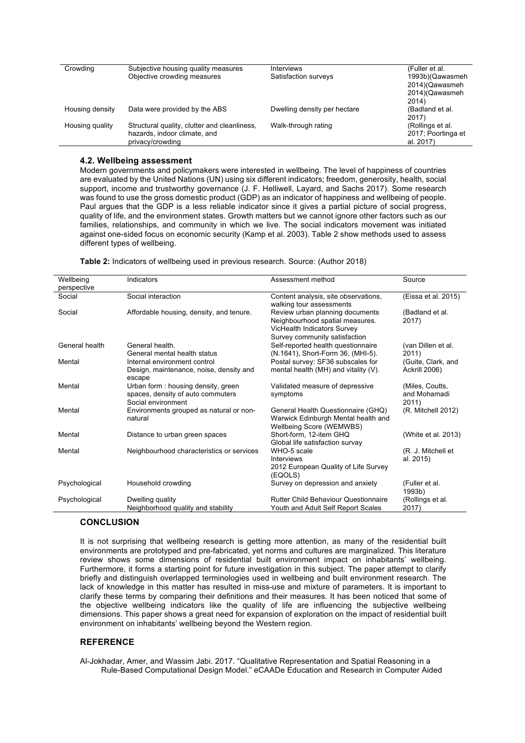| Crowding | Subjective housing quality measures<br>Objective crowding measures | Interviews<br>Satisfaction surveys | (Fuller et al. 1993b)(Qawasmeh 2014)(Qawasmeh 2014)(Qawasmeh 2014) |
|---|---|---|---|
| Housing density | Data were provided by the ABS | Dwelling density per hectare | (Badland et al. 2017) |
| Housing quality | Structural quality, clutter and cleanliness, hazards, indoor climate, and privacy/crowding | Walk-through rating | (Rollings et al. 2017; Poortinga et al. 2017) |

### 4.2. Wellbeing assessment

Modern governments and policymakers were interested in wellbeing. The level of happiness of countries are evaluated by the United Nations (UN) using six different indicators; freedom, generosity, health, social support, income and trustworthy governance (J. F. Helliwell, Layard, and Sachs 2017). Some research was found to use the gross domestic product (GDP) as an indicator of happiness and wellbeing of people. Paul argues that the GDP is a less reliable indicator since it gives a partial picture of social progress, quality of life, and the environment states. Growth matters but we cannot ignore other factors such as our families, relationships, and community in which we live. The social indicators movement was initiated against one-sided focus on economic security (Kamp et al. 2003). Table 2 show methods used to assess different types of wellbeing.

**Table 2:** Indicators of wellbeing used in previous research. Source: (Author 2018)

| Wellbeing perspective | Indicators | Assessment method | Source |
|---|---|---|---|
| Social | Social interaction | Content analysis, site observations, walking tour assessments | (Eissa et al. 2015) |
| Social | Affordable housing, density, and tenure. | Review urban planning documents<br>Neighbourhood spatial measures.<br>VicHealth Indicators Survey<br>Survey community satisfaction | (Badland et al. 2017) |
| General health | General health.<br>General mental health status | Self-reported health questionnaire (N.1641), Short-Form 36, (MHI-5). | (van Dillen et al. 2011) |
| Mental | Internal environment control<br>Design, maintenance, noise, density and escape | Postal survey: SF36 subscales for mental health (MH) and vitality (V). | (Guite, Clark, and Ackrill 2006) |
| Mental | Urban form : housing density, green spaces, density of auto commuters<br>Social environment | Validated measure of depressive symptoms | (Miles, Coutts, and Mohamadi 2011) |
| Mental | Environments grouped as natural or non-natural | General Health Questionnaire (GHQ)<br>Warwick Edinburgh Mental health and Wellbeing Score (WEMWBS) | (R. Mitchell 2012) |
| Mental | Distance to urban green spaces | Short-form, 12-item GHQ<br>Global life satisfaction survay | (White et al. 2013) |
| Mental | Neighbourhood characteristics or services | WHO-5 scale<br>Interviews<br>2012 European Quality of Life Survey (EQOLS) | (R. J. Mitchell et al. 2015) |
| Psychological | Household crowding | Survey on depression and anxiety | (Fuller et al. 1993b) |
| Psychological | Dwelling quality<br>Neighborhood quality and stability | Rutter Child Behaviour Questionnaire<br>Youth and Adult Self Report Scales | (Rollings et al. 2017) |

## CONCLUSION

It is not surprising that wellbeing research is getting more attention, as many of the residential built environments are prototyped and pre-fabricated, yet norms and cultures are marginalized. This literature review shows some dimensions of residential built environment impact on inhabitants' wellbeing. Furthermore, it forms a starting point for future investigation in this subject. The paper attempt to clarify briefly and distinguish overlapped terminologies used in wellbeing and built environment research. The lack of knowledge in this matter has resulted in miss-use and mixture of parameters. It is important to clarify these terms by comparing their definitions and their measures. It has been noticed that some of the objective wellbeing indicators like the quality of life are influencing the subjective wellbeing dimensions. This paper shows a great need for expansion of exploration on the impact of residential built environment on inhabitants' wellbeing beyond the Western region.

## REFERENCE

Al-Jokhadar, Amer, and Wassim Jabi. 2017. "Qualitative Representation and Spatial Reasoning in a Rule-Based Computational Design Model." eCAADe Education and Research in Computer Aided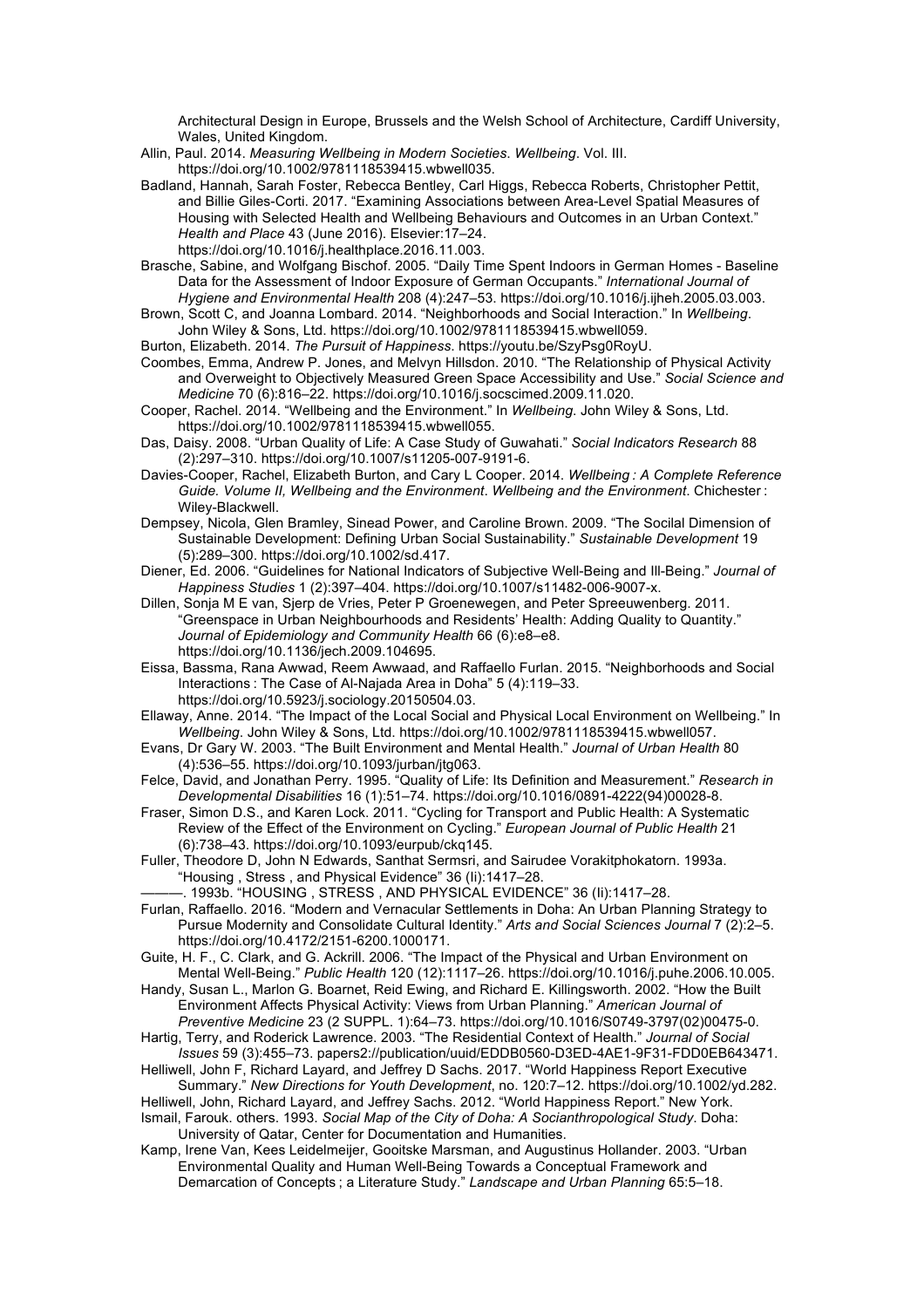Architectural Design in Europe, Brussels and the Welsh School of Architecture, Cardiff University, Wales, United Kingdom.

Allin, Paul. 2014. *Measuring Wellbeing in Modern Societies*. *Wellbeing*. Vol. III. https://doi.org/10.1002/9781118539415.wbwell035.

Badland, Hannah, Sarah Foster, Rebecca Bentley, Carl Higgs, Rebecca Roberts, Christopher Pettit, and Billie Giles-Corti. 2017. "Examining Associations between Area-Level Spatial Measures of Housing with Selected Health and Wellbeing Behaviours and Outcomes in an Urban Context." *Health and Place* 43 (June 2016). Elsevier:17–24. https://doi.org/10.1016/j.healthplace.2016.11.003.

Brasche, Sabine, and Wolfgang Bischof. 2005. "Daily Time Spent Indoors in German Homes - Baseline Data for the Assessment of Indoor Exposure of German Occupants." *International Journal of Hygiene and Environmental Health* 208 (4):247–53. https://doi.org/10.1016/j.ijheh.2005.03.003.

Brown, Scott C, and Joanna Lombard. 2014. "Neighborhoods and Social Interaction." In *Wellbeing*. John Wiley & Sons, Ltd. https://doi.org/10.1002/9781118539415.wbwell059.

Burton, Elizabeth. 2014. *The Pursuit of Happiness*. https://youtu.be/SzyPsg0RoyU.

Coombes, Emma, Andrew P. Jones, and Melvyn Hillsdon. 2010. "The Relationship of Physical Activity and Overweight to Objectively Measured Green Space Accessibility and Use." *Social Science and Medicine* 70 (6):816–22. https://doi.org/10.1016/j.socscimed.2009.11.020.

Cooper, Rachel. 2014. "Wellbeing and the Environment." In *Wellbeing*. John Wiley & Sons, Ltd. https://doi.org/10.1002/9781118539415.wbwell055.

Das, Daisy. 2008. "Urban Quality of Life: A Case Study of Guwahati." *Social Indicators Research* 88 (2):297–310. https://doi.org/10.1007/s11205-007-9191-6.

Davies-Cooper, Rachel, Elizabeth Burton, and Cary L Cooper. 2014. *Wellbeing : A Complete Reference Guide. Volume II, Wellbeing and the Environment*. *Wellbeing and the Environment*. Chichester : Wiley-Blackwell.

Dempsey, Nicola, Glen Bramley, Sinead Power, and Caroline Brown. 2009. "The Socilal Dimension of Sustainable Development: Defining Urban Social Sustainability." *Sustainable Development* 19 (5):289–300. https://doi.org/10.1002/sd.417.

Diener, Ed. 2006. "Guidelines for National Indicators of Subjective Well-Being and Ill-Being." *Journal of Happiness Studies* 1 (2):397–404. https://doi.org/10.1007/s11482-006-9007-x.

Dillen, Sonja M E van, Sjerp de Vries, Peter P Groenewegen, and Peter Spreeuwenberg. 2011. "Greenspace in Urban Neighbourhoods and Residents' Health: Adding Quality to Quantity." *Journal of Epidemiology and Community Health* 66 (6):e8–e8. https://doi.org/10.1136/jech.2009.104695.

Eissa, Bassma, Rana Awwad, Reem Awwaad, and Raffaello Furlan. 2015. "Neighborhoods and Social Interactions : The Case of Al-Najada Area in Doha" 5 (4):119–33. https://doi.org/10.5923/j.sociology.20150504.03.

Ellaway, Anne. 2014. "The Impact of the Local Social and Physical Local Environment on Wellbeing." In *Wellbeing*. John Wiley & Sons, Ltd. https://doi.org/10.1002/9781118539415.wbwell057.

Evans, Dr Gary W. 2003. "The Built Environment and Mental Health." *Journal of Urban Health* 80 (4):536–55. https://doi.org/10.1093/jurban/jtg063.

Felce, David, and Jonathan Perry. 1995. "Quality of Life: Its Definition and Measurement." *Research in Developmental Disabilities* 16 (1):51–74. https://doi.org/10.1016/0891-4222(94)00028-8.

Fraser, Simon D.S., and Karen Lock. 2011. "Cycling for Transport and Public Health: A Systematic Review of the Effect of the Environment on Cycling." *European Journal of Public Health* 21 (6):738–43. https://doi.org/10.1093/eurpub/ckq145.

Fuller, Theodore D, John N Edwards, Santhat Sermsri, and Sairudee Vorakitphokatorn. 1993a. "Housing , Stress , and Physical Evidence" 36 (Ii):1417–28.

———. 1993b. "HOUSING , STRESS , AND PHYSICAL EVIDENCE" 36 (Ii):1417–28.

Furlan, Raffaello. 2016. "Modern and Vernacular Settlements in Doha: An Urban Planning Strategy to Pursue Modernity and Consolidate Cultural Identity." *Arts and Social Sciences Journal* 7 (2):2–5. https://doi.org/10.4172/2151-6200.1000171.

Guite, H. F., C. Clark, and G. Ackrill. 2006. "The Impact of the Physical and Urban Environment on Mental Well-Being." *Public Health* 120 (12):1117–26. https://doi.org/10.1016/j.puhe.2006.10.005.

Handy, Susan L., Marlon G. Boarnet, Reid Ewing, and Richard E. Killingsworth. 2002. "How the Built Environment Affects Physical Activity: Views from Urban Planning." *American Journal of Preventive Medicine* 23 (2 SUPPL. 1):64–73. https://doi.org/10.1016/S0749-3797(02)00475-0.

Hartig, Terry, and Roderick Lawrence. 2003. "The Residential Context of Health." *Journal of Social Issues* 59 (3):455–73. papers2://publication/uuid/EDDB0560-D3ED-4AE1-9F31-FDD0EB643471.

Helliwell, John F, Richard Layard, and Jeffrey D Sachs. 2017. "World Happiness Report Executive Summary." *New Directions for Youth Development*, no. 120:7–12. https://doi.org/10.1002/yd.282.

Helliwell, John, Richard Layard, and Jeffrey Sachs. 2012. "World Happiness Report." New York.

Ismail, Farouk. others. 1993. *Social Map of the City of Doha: A Socianthropological Study*. Doha: University of Qatar, Center for Documentation and Humanities.

Kamp, Irene Van, Kees Leidelmeijer, Gooitske Marsman, and Augustinus Hollander. 2003. "Urban Environmental Quality and Human Well-Being Towards a Conceptual Framework and Demarcation of Concepts ; a Literature Study." *Landscape and Urban Planning* 65:5–18.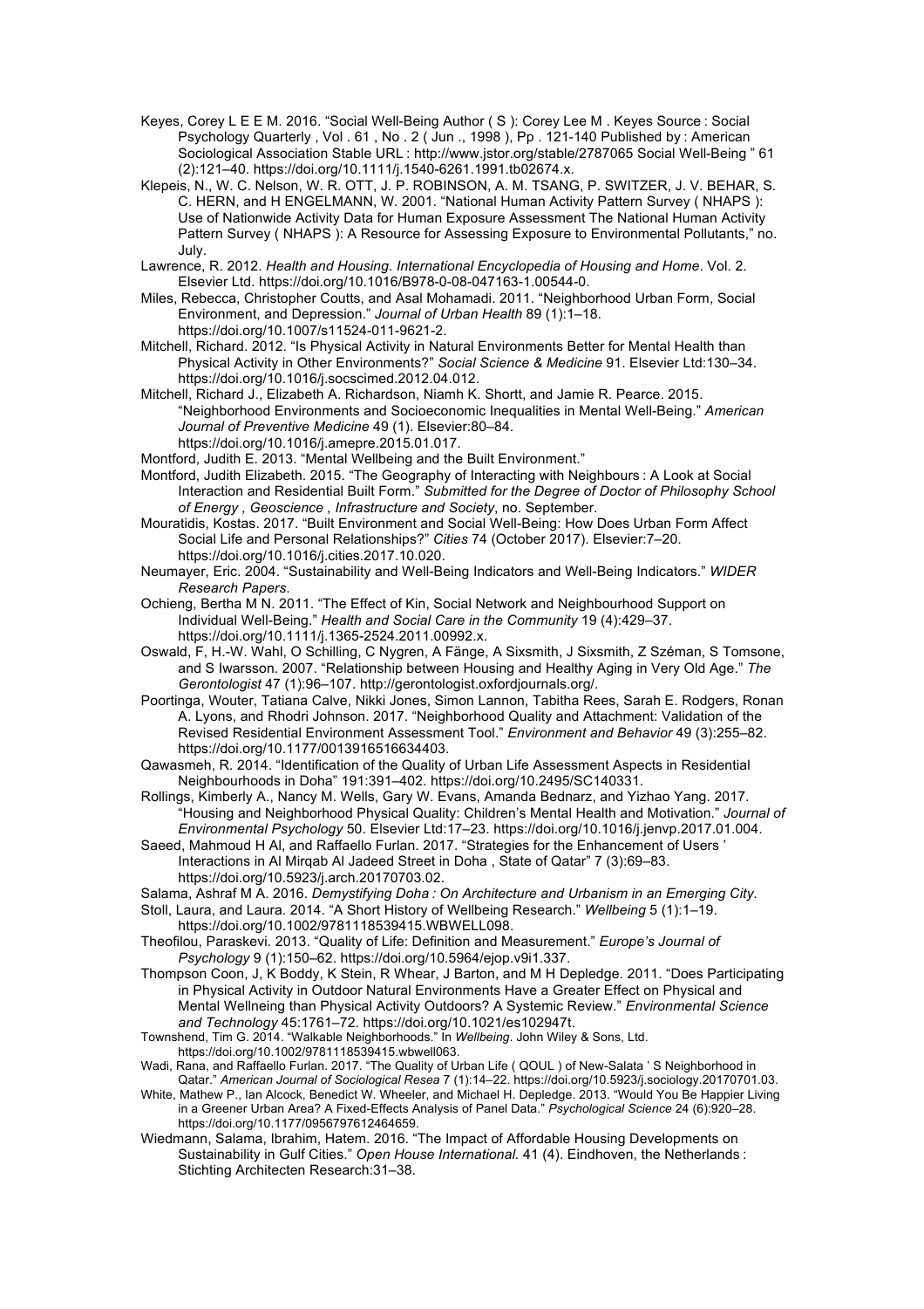Keyes, Corey L E E M. 2016. "Social Well-Being Author ( S ): Corey Lee M . Keyes Source : Social Psychology Quarterly , Vol . 61 , No . 2 ( Jun ., 1998 ), Pp . 121-140 Published by : American Sociological Association Stable URL : http://www.jstor.org/stable/2787065 Social Well-Being " 61 (2):121–40. https://doi.org/10.1111/j.1540-6261.1991.tb02674.x.

Klepeis, N., W. C. Nelson, W. R. OTT, J. P. ROBINSON, A. M. TSANG, P. SWITZER, J. V. BEHAR, S. C. HERN, and H ENGELMANN, W. 2001. "National Human Activity Pattern Survey ( NHAPS ): Use of Nationwide Activity Data for Human Exposure Assessment The National Human Activity Pattern Survey ( NHAPS ): A Resource for Assessing Exposure to Environmental Pollutants," no. July.

Lawrence, R. 2012. *Health and Housing. International Encyclopedia of Housing and Home*. Vol. 2. Elsevier Ltd. https://doi.org/10.1016/B978-0-08-047163-1.00544-0.

Miles, Rebecca, Christopher Coutts, and Asal Mohamadi. 2011. "Neighborhood Urban Form, Social Environment, and Depression." *Journal of Urban Health* 89 (1):1–18. https://doi.org/10.1007/s11524-011-9621-2.

Mitchell, Richard. 2012. "Is Physical Activity in Natural Environments Better for Mental Health than Physical Activity in Other Environments?" *Social Science & Medicine* 91. Elsevier Ltd:130–34. https://doi.org/10.1016/j.socscimed.2012.04.012.

Mitchell, Richard J., Elizabeth A. Richardson, Niamh K. Shortt, and Jamie R. Pearce. 2015. "Neighborhood Environments and Socioeconomic Inequalities in Mental Well-Being." *American Journal of Preventive Medicine* 49 (1). Elsevier:80–84. https://doi.org/10.1016/j.amepre.2015.01.017.

Montford, Judith E. 2013. "Mental Wellbeing and the Built Environment."

Montford, Judith Elizabeth. 2015. "The Geography of Interacting with Neighbours : A Look at Social Interaction and Residential Built Form." *Submitted for the Degree of Doctor of Philosophy School of Energy , Geoscience , Infrastructure and Society*, no. September.

Mouratidis, Kostas. 2017. "Built Environment and Social Well-Being: How Does Urban Form Affect Social Life and Personal Relationships?" *Cities* 74 (October 2017). Elsevier:7–20. https://doi.org/10.1016/j.cities.2017.10.020.

Neumayer, Eric. 2004. "Sustainability and Well-Being Indicators and Well-Being Indicators." *WIDER Research Papers*.

Ochieng, Bertha M N. 2011. "The Effect of Kin, Social Network and Neighbourhood Support on Individual Well-Being." *Health and Social Care in the Community* 19 (4):429–37. https://doi.org/10.1111/j.1365-2524.2011.00992.x.

Oswald, F, H.-W. Wahl, O Schilling, C Nygren, A Fänge, A Sixsmith, J Sixsmith, Z Széman, S Tomsone, and S Iwarsson. 2007. "Relationship between Housing and Healthy Aging in Very Old Age." *The Gerontologist* 47 (1):96–107. http://gerontologist.oxfordjournals.org/.

Poortinga, Wouter, Tatiana Calve, Nikki Jones, Simon Lannon, Tabitha Rees, Sarah E. Rodgers, Ronan A. Lyons, and Rhodri Johnson. 2017. "Neighborhood Quality and Attachment: Validation of the Revised Residential Environment Assessment Tool." *Environment and Behavior* 49 (3):255–82. https://doi.org/10.1177/0013916516634403.

Qawasmeh, R. 2014. "Identification of the Quality of Urban Life Assessment Aspects in Residential Neighbourhoods in Doha" 191:391–402. https://doi.org/10.2495/SC140331.

Rollings, Kimberly A., Nancy M. Wells, Gary W. Evans, Amanda Bednarz, and Yizhao Yang. 2017. "Housing and Neighborhood Physical Quality: Children's Mental Health and Motivation." *Journal of Environmental Psychology* 50. Elsevier Ltd:17–23. https://doi.org/10.1016/j.jenvp.2017.01.004.

Saeed, Mahmoud H Al, and Raffaello Furlan. 2017. "Strategies for the Enhancement of Users ' Interactions in Al Mirqab Al Jadeed Street in Doha , State of Qatar" 7 (3):69–83. https://doi.org/10.5923/j.arch.20170703.02.

Salama, Ashraf M A. 2016. *Demystifying Doha : On Architecture and Urbanism in an Emerging City*.

Stoll, Laura, and Laura. 2014. "A Short History of Wellbeing Research." *Wellbeing* 5 (1):1–19. https://doi.org/10.1002/9781118539415.WBWELL098.

Theofilou, Paraskevi. 2013. "Quality of Life: Definition and Measurement." *Europe's Journal of Psychology* 9 (1):150–62. https://doi.org/10.5964/ejop.v9i1.337.

Thompson Coon, J, K Boddy, K Stein, R Whear, J Barton, and M H Depledge. 2011. "Does Participating in Physical Activity in Outdoor Natural Environments Have a Greater Effect on Physical and Mental Wellneing than Physical Activity Outdoors? A Systemic Review." *Environmental Science and Technology* 45:1761–72. https://doi.org/10.1021/es102947t.

Townshend, Tim G. 2014. "Walkable Neighborhoods." In *Wellbeing*. John Wiley & Sons, Ltd. https://doi.org/10.1002/9781118539415.wbwell063.

Wadi, Rana, and Raffaello Furlan. 2017. "The Quality of Urban Life ( QOUL ) of New-Salata ' S Neighborhood in Qatar." *American Journal of Sociological Resea* 7 (1):14–22. https://doi.org/10.5923/j.sociology.20170701.03.

White, Mathew P., Ian Alcock, Benedict W. Wheeler, and Michael H. Depledge. 2013. "Would You Be Happier Living in a Greener Urban Area? A Fixed-Effects Analysis of Panel Data." *Psychological Science* 24 (6):920–28. https://doi.org/10.1177/0956797612464659.

Wiedmann, Salama, Ibrahim, Hatem. 2016. "The Impact of Affordable Housing Developments on Sustainability in Gulf Cities." *Open House International*. 41 (4). Eindhoven, the Netherlands : Stichting Architecten Research:31–38.